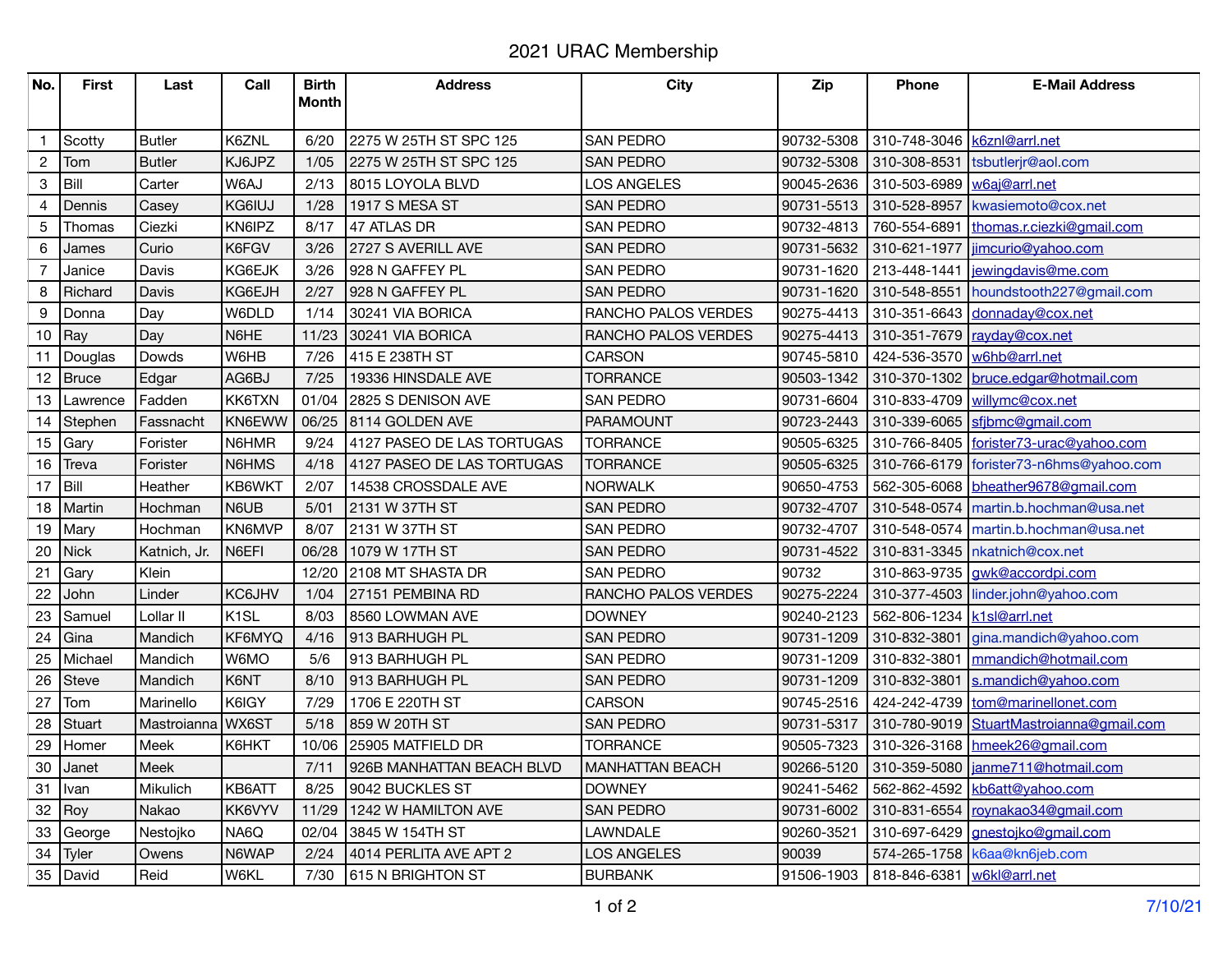# 2021 URAC Membership

| No. | First | Last | Call | Birth Month | Address | City | Zip | Phone | E-Mail Address |
|---|---|---|---|---|---|---|---|---|---|
| 1 | Scotty | Butler | K6ZNL | 6/20 | 2275 W 25TH ST SPC 125 | SAN PEDRO | 90732-5308 | 310-748-3046 | k6znl@arrl.net |
| 2 | Tom | Butler | KJ6JPZ | 1/05 | 2275 W 25TH ST SPC 125 | SAN PEDRO | 90732-5308 | 310-308-8531 | tsbutlerjr@aol.com |
| 3 | Bill | Carter | W6AJ | 2/13 | 8015 LOYOLA BLVD | LOS ANGELES | 90045-2636 | 310-503-6989 | w6aj@arrl.net |
| 4 | Dennis | Casey | KG6IUJ | 1/28 | 1917 S MESA ST | SAN PEDRO | 90731-5513 | 310-528-8957 | kwasiemoto@cox.net |
| 5 | Thomas | Ciezki | KN6IPZ | 8/17 | 47 ATLAS DR | SAN PEDRO | 90732-4813 | 760-554-6891 | thomas.r.ciezki@gmail.com |
| 6 | James | Curio | K6FGV | 3/26 | 2727 S AVERILL AVE | SAN PEDRO | 90731-5632 | 310-621-1977 | jimcurio@yahoo.com |
| 7 | Janice | Davis | KG6EJK | 3/26 | 928 N GAFFEY PL | SAN PEDRO | 90731-1620 | 213-448-1441 | jewingdavis@me.com |
| 8 | Richard | Davis | KG6EJH | 2/27 | 928 N GAFFEY PL | SAN PEDRO | 90731-1620 | 310-548-8551 | houndstooth227@gmail.com |
| 9 | Donna | Day | W6DLD | 1/14 | 30241 VIA BORICA | RANCHO PALOS VERDES | 90275-4413 | 310-351-6643 | donnaday@cox.net |
| 10 | Ray | Day | N6HE | 11/23 | 30241 VIA BORICA | RANCHO PALOS VERDES | 90275-4413 | 310-351-7679 | rayday@cox.net |
| 11 | Douglas | Dowds | W6HB | 7/26 | 415 E 238TH ST | CARSON | 90745-5810 | 424-536-3570 | w6hb@arrl.net |
| 12 | Bruce | Edgar | AG6BJ | 7/25 | 19336 HINSDALE AVE | TORRANCE | 90503-1342 | 310-370-1302 | bruce.edgar@hotmail.com |
| 13 | Lawrence | Fadden | KK6TXN | 01/04 | 2825 S DENISON AVE | SAN PEDRO | 90731-6604 | 310-833-4709 | willymc@cox.net |
| 14 | Stephen | Fassnacht | KN6EWW | 06/25 | 8114 GOLDEN AVE | PARAMOUNT | 90723-2443 | 310-339-6065 | sfjbmc@gmail.com |
| 15 | Gary | Forister | N6HMR | 9/24 | 4127 PASEO DE LAS TORTUGAS | TORRANCE | 90505-6325 | 310-766-8405 | forister73-urac@yahoo.com |
| 16 | Treva | Forister | N6HMS | 4/18 | 4127 PASEO DE LAS TORTUGAS | TORRANCE | 90505-6325 | 310-766-6179 | forister73-n6hms@yahoo.com |
| 17 | Bill | Heather | KB6WKT | 2/07 | 14538 CROSSDALE AVE | NORWALK | 90650-4753 | 562-305-6068 | bheather9678@gmail.com |
| 18 | Martin | Hochman | N6UB | 5/01 | 2131 W 37TH ST | SAN PEDRO | 90732-4707 | 310-548-0574 | martin.b.hochman@usa.net |
| 19 | Mary | Hochman | KN6MVP | 8/07 | 2131 W 37TH ST | SAN PEDRO | 90732-4707 | 310-548-0574 | martin.b.hochman@usa.net |
| 20 | Nick | Katnich, Jr. | N6EFI | 06/28 | 1079 W 17TH ST | SAN PEDRO | 90731-4522 | 310-831-3345 | nkatnich@cox.net |
| 21 | Gary | Klein | | 12/20 | 2108 MT SHASTA DR | SAN PEDRO | 90732 | 310-863-9735 | gwk@accordpi.com |
| 22 | John | Linder | KC6JHV | 1/04 | 27151 PEMBINA RD | RANCHO PALOS VERDES | 90275-2224 | 310-377-4503 | linder.john@yahoo.com |
| 23 | Samuel | Lollar II | K1SL | 8/03 | 8560 LOWMAN AVE | DOWNEY | 90240-2123 | 562-806-1234 | k1sl@arrl.net |
| 24 | Gina | Mandich | KF6MYQ | 4/16 | 913 BARHUGH PL | SAN PEDRO | 90731-1209 | 310-832-3801 | gina.mandich@yahoo.com |
| 25 | Michael | Mandich | W6MO | 5/6 | 913 BARHUGH PL | SAN PEDRO | 90731-1209 | 310-832-3801 | mmandich@hotmail.com |
| 26 | Steve | Mandich | K6NT | 8/10 | 913 BARHUGH PL | SAN PEDRO | 90731-1209 | 310-832-3801 | s.mandich@yahoo.com |
| 27 | Tom | Marinello | K6IGY | 7/29 | 1706 E 220TH ST | CARSON | 90745-2516 | 424-242-4739 | tom@marinellonet.com |
| 28 | Stuart | Mastroianna | WX6ST | 5/18 | 859 W 20TH ST | SAN PEDRO | 90731-5317 | 310-780-9019 | StuartMastroianna@gmail.com |
| 29 | Homer | Meek | K6HKT | 10/06 | 25905 MATFIELD DR | TORRANCE | 90505-7323 | 310-326-3168 | hmeek26@gmail.com |
| 30 | Janet | Meek | | 7/11 | 926B MANHATTAN BEACH BLVD | MANHATTAN BEACH | 90266-5120 | 310-359-5080 | janme711@hotmail.com |
| 31 | Ivan | Mikulich | KB6ATT | 8/25 | 9042 BUCKLES ST | DOWNEY | 90241-5462 | 562-862-4592 | kb6att@yahoo.com |
| 32 | Roy | Nakao | KK6VYV | 11/29 | 1242 W HAMILTON AVE | SAN PEDRO | 90731-6002 | 310-831-6554 | roynakao34@gmail.com |
| 33 | George | Nestojko | NA6Q | 02/04 | 3845 W 154TH ST | LAWNDALE | 90260-3521 | 310-697-6429 | gnestojko@gmail.com |
| 34 | Tyler | Owens | N6WAP | 2/24 | 4014 PERLITA AVE APT 2 | LOS ANGELES | 90039 | 574-265-1758 | k6aa@kn6jeb.com |
| 35 | David | Reid | W6KL | 7/30 | 615 N BRIGHTON ST | BURBANK | 91506-1903 | 818-846-6381 | w6kl@arrl.net |

7/10/21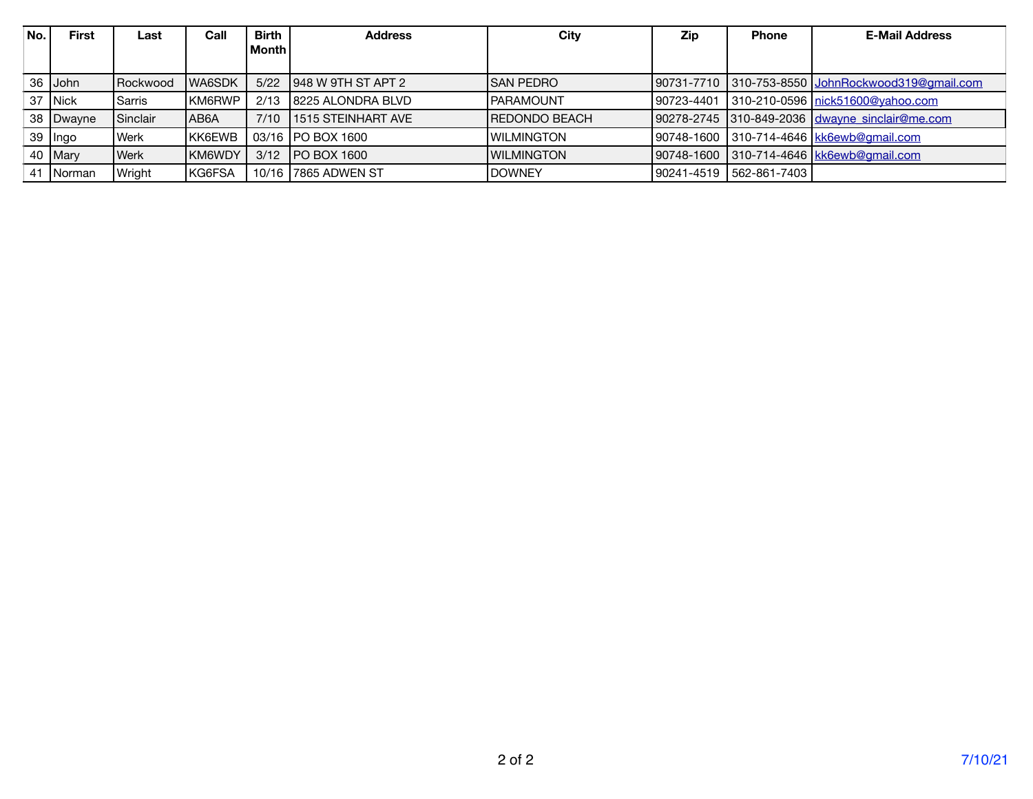| No. | First | Last | Call | Birth Month | Address | City | Zip | Phone | E-Mail Address |
|---|---|---|---|---|---|---|---|---|---|
| 36 | John | Rockwood | WA6SDK | 5/22 | 948 W 9TH ST APT 2 | SAN PEDRO | 90731-7710 | 310-753-8550 | JohnRockwood319@gmail.com |
| 37 | Nick | Sarris | KM6RWP | 2/13 | 8225 ALONDRA BLVD | PARAMOUNT | 90723-4401 | 310-210-0596 | nick51600@yahoo.com |
| 38 | Dwayne | Sinclair | AB6A | 7/10 | 1515 STEINHART AVE | REDONDO BEACH | 90278-2745 | 310-849-2036 | dwayne_sinclair@me.com |
| 39 | Ingo | Werk | KK6EWB | 03/16 | PO BOX 1600 | WILMINGTON | 90748-1600 | 310-714-4646 | kk6ewb@gmail.com |
| 40 | Mary | Werk | KM6WDY | 3/12 | PO BOX 1600 | WILMINGTON | 90748-1600 | 310-714-4646 | kk6ewb@gmail.com |
| 41 | Norman | Wright | KG6FSA | 10/16 | 7865 ADWEN ST | DOWNEY | 90241-4519 | 562-861-7403 | |

7/10/21